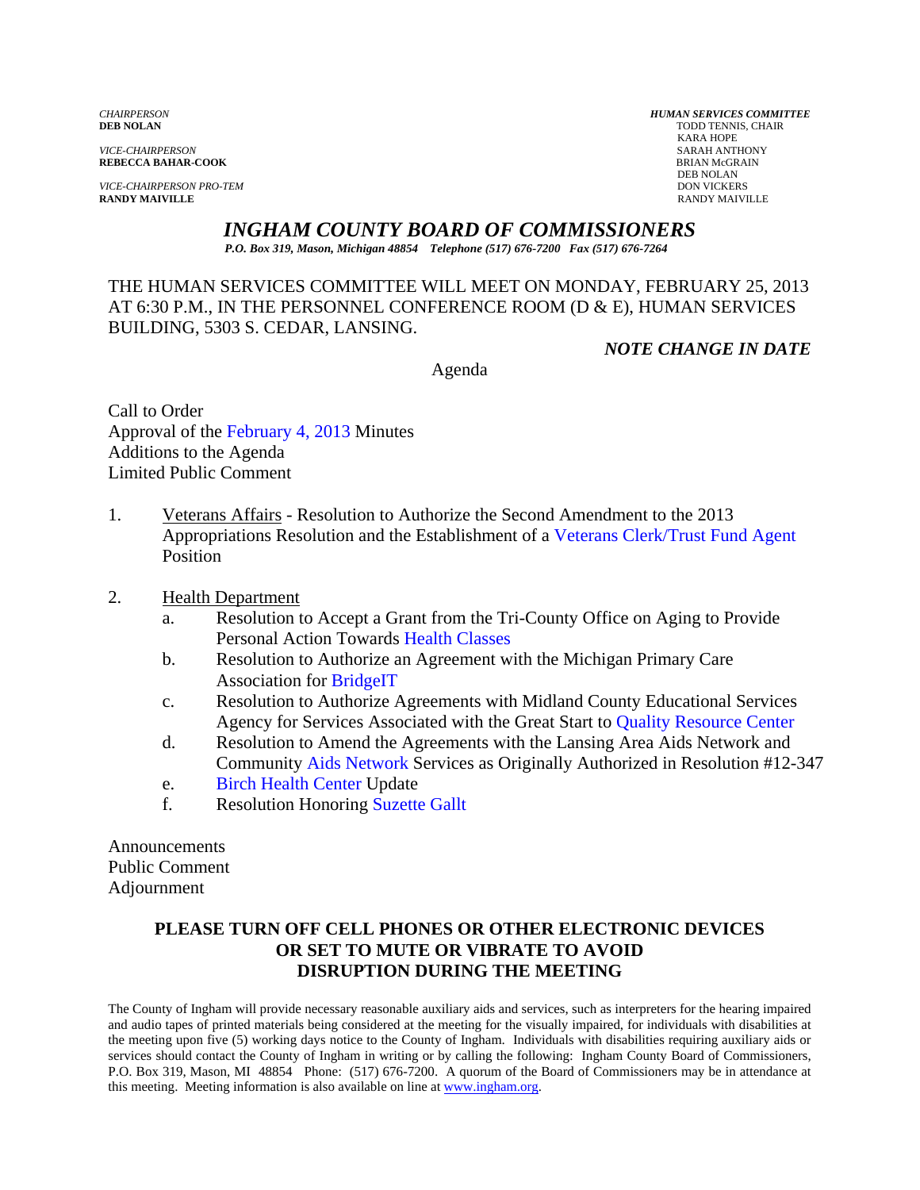*CHAIRPERSON*
**DEB NOLAN**

*VICE-CHAIRPERSON*
**REBECCA BAHAR-COOK**

*VICE-CHAIRPERSON PRO-TEM*
**RANDY MAIVILLE**

***HUMAN SERVICES COMMITTEE***
TODD TENNIS, CHAIR
KARA HOPE
SARAH ANTHONY
BRIAN McGRAIN
DEB NOLAN
DON VICKERS
RANDY MAIVILLE

# *INGHAM COUNTY BOARD OF COMMISSIONERS*

*P.O. Box 319, Mason, Michigan 48854 Telephone (517) 676-7200 Fax (517) 676-7264*

THE HUMAN SERVICES COMMITTEE WILL MEET ON MONDAY, FEBRUARY 25, 2013 AT 6:30 P.M., IN THE PERSONNEL CONFERENCE ROOM (D & E), HUMAN SERVICES BUILDING, 5303 S. CEDAR, LANSING.

***NOTE CHANGE IN DATE***

Agenda

Call to Order
Approval of the February 4, 2013 Minutes
Additions to the Agenda
Limited Public Comment

1. Veterans Affairs - Resolution to Authorize the Second Amendment to the 2013 Appropriations Resolution and the Establishment of a Veterans Clerk/Trust Fund Agent Position

2. Health Department
   a. Resolution to Accept a Grant from the Tri-County Office on Aging to Provide Personal Action Towards Health Classes
   b. Resolution to Authorize an Agreement with the Michigan Primary Care Association for BridgeIT
   c. Resolution to Authorize Agreements with Midland County Educational Services Agency for Services Associated with the Great Start to Quality Resource Center
   d. Resolution to Amend the Agreements with the Lansing Area Aids Network and Community Aids Network Services as Originally Authorized in Resolution #12-347
   e. Birch Health Center Update
   f. Resolution Honoring Suzette Gallt

Announcements
Public Comment
Adjournment

**PLEASE TURN OFF CELL PHONES OR OTHER ELECTRONIC DEVICES OR SET TO MUTE OR VIBRATE TO AVOID DISRUPTION DURING THE MEETING**

The County of Ingham will provide necessary reasonable auxiliary aids and services, such as interpreters for the hearing impaired and audio tapes of printed materials being considered at the meeting for the visually impaired, for individuals with disabilities at the meeting upon five (5) working days notice to the County of Ingham. Individuals with disabilities requiring auxiliary aids or services should contact the County of Ingham in writing or by calling the following: Ingham County Board of Commissioners, P.O. Box 319, Mason, MI 48854 Phone: (517) 676-7200. A quorum of the Board of Commissioners may be in attendance at this meeting. Meeting information is also available on line at www.ingham.org.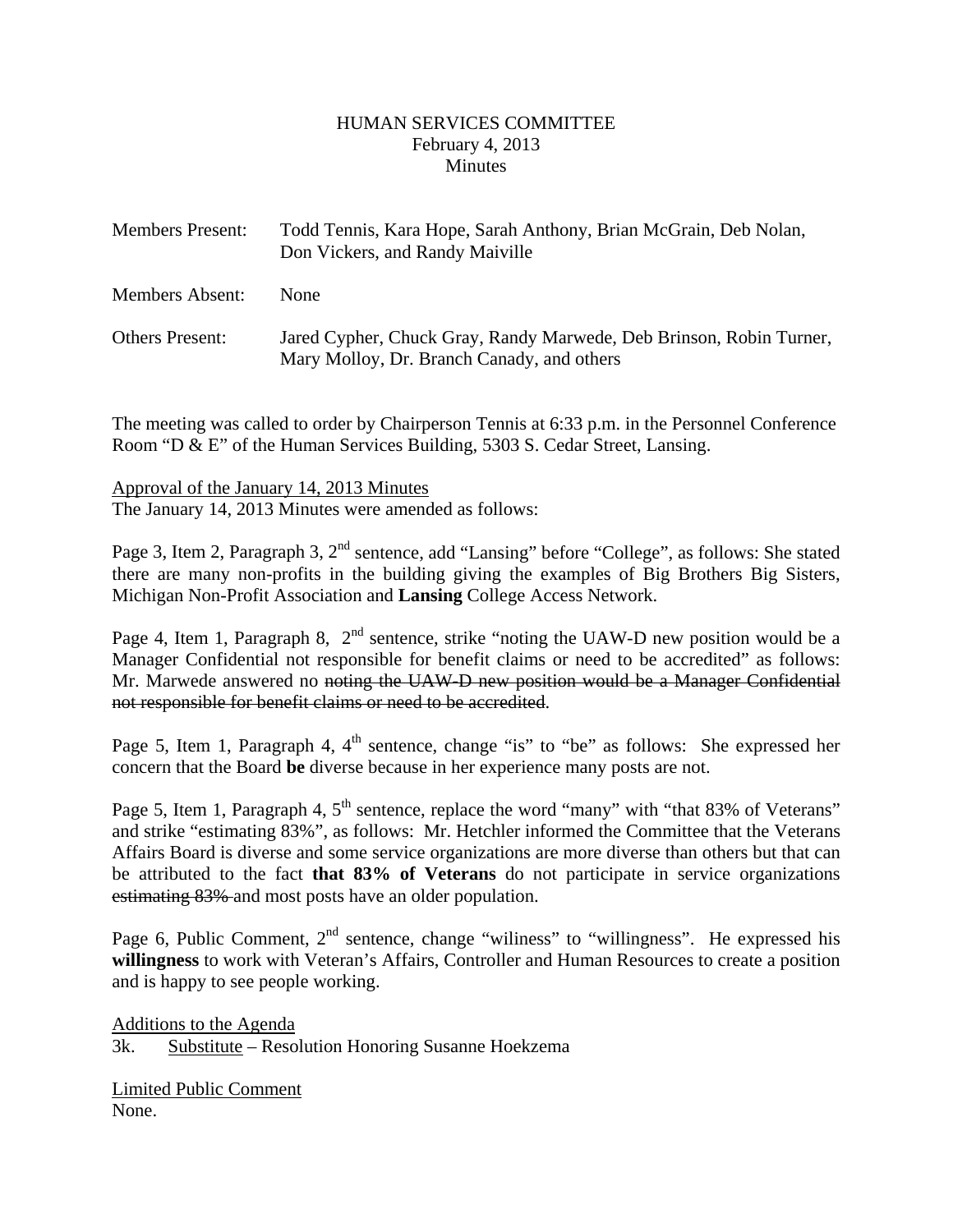HUMAN SERVICES COMMITTEE
February 4, 2013
Minutes

| Members Present: | Todd Tennis, Kara Hope, Sarah Anthony, Brian McGrain, Deb Nolan, Don Vickers, and Randy Maiville |
| --- | --- |
| Members Absent: | None |
| Others Present: | Jared Cypher, Chuck Gray, Randy Marwede, Deb Brinson, Robin Turner, Mary Molloy, Dr. Branch Canady, and others |

The meeting was called to order by Chairperson Tennis at 6:33 p.m. in the Personnel Conference Room "D & E" of the Human Services Building, 5303 S. Cedar Street, Lansing.

Approval of the January 14, 2013 Minutes
The January 14, 2013 Minutes were amended as follows:

Page 3, Item 2, Paragraph 3, 2nd sentence, add "Lansing" before "College", as follows: She stated there are many non-profits in the building giving the examples of Big Brothers Big Sisters, Michigan Non-Profit Association and **Lansing** College Access Network.

Page 4, Item 1, Paragraph 8, 2nd sentence, strike "noting the UAW-D new position would be a Manager Confidential not responsible for benefit claims or need to be accredited" as follows: Mr. Marwede answered no ~~noting the UAW-D new position would be a Manager Confidential not responsible for benefit claims or need to be accredited~~.

Page 5, Item 1, Paragraph 4, 4th sentence, change "is" to "be" as follows: She expressed her concern that the Board **be** diverse because in her experience many posts are not.

Page 5, Item 1, Paragraph 4, 5th sentence, replace the word "many" with "that 83% of Veterans" and strike "estimating 83%", as follows: Mr. Hetchler informed the Committee that the Veterans Affairs Board is diverse and some service organizations are more diverse than others but that can be attributed to the fact **that 83% of Veterans** do not participate in service organizations ~~estimating 83%~~ and most posts have an older population.

Page 6, Public Comment, 2nd sentence, change "wiliness" to "willingness". He expressed his **willingness** to work with Veteran's Affairs, Controller and Human Resources to create a position and is happy to see people working.

Additions to the Agenda
3k. Substitute – Resolution Honoring Susanne Hoekzema

Limited Public Comment
None.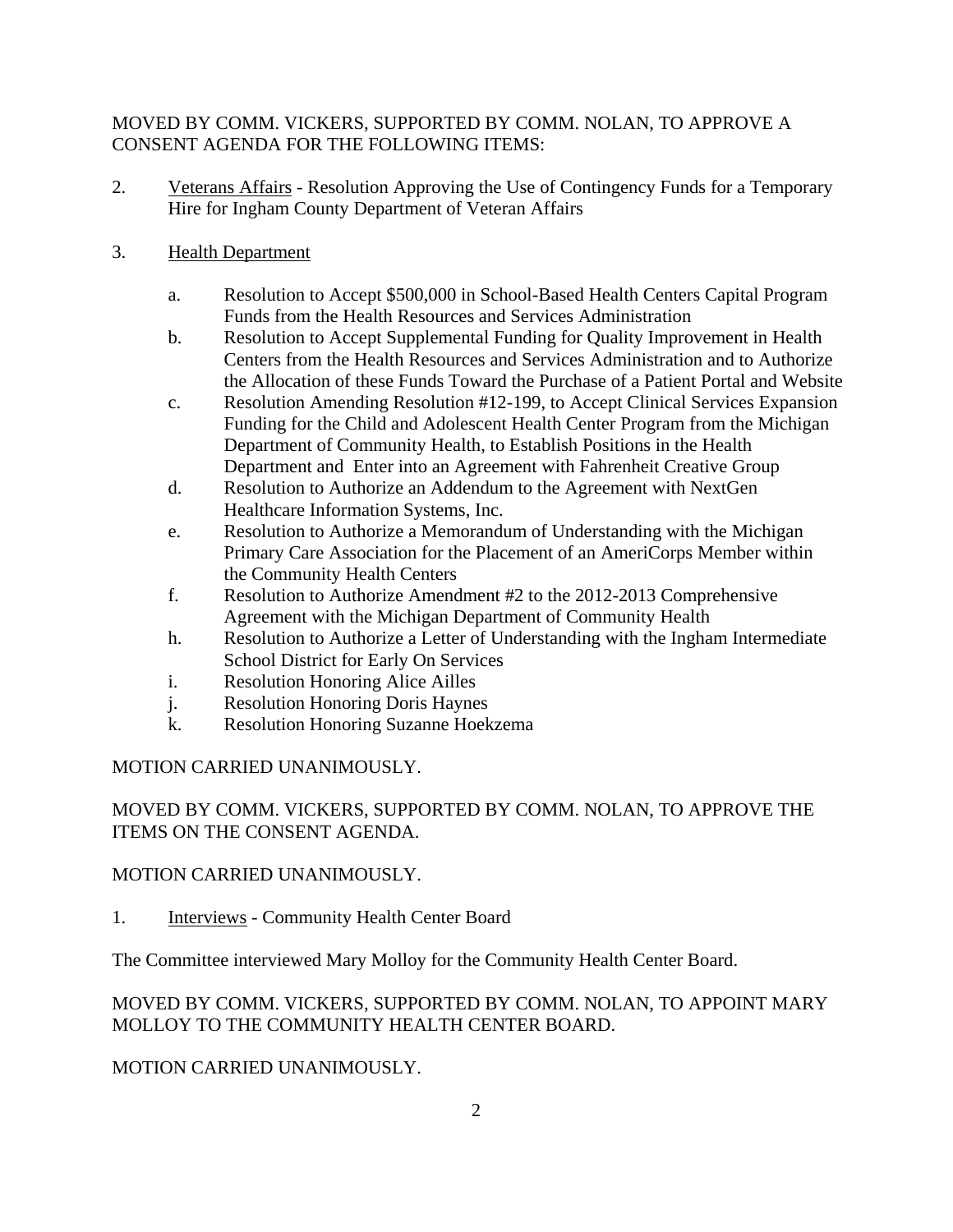MOVED BY COMM. VICKERS, SUPPORTED BY COMM. NOLAN, TO APPROVE A CONSENT AGENDA FOR THE FOLLOWING ITEMS:

2. <u>Veterans Affairs</u> - Resolution Approving the Use of Contingency Funds for a Temporary Hire for Ingham County Department of Veteran Affairs

3. <u>Health Department</u>

    a. Resolution to Accept $500,000 in School-Based Health Centers Capital Program Funds from the Health Resources and Services Administration
    b. Resolution to Accept Supplemental Funding for Quality Improvement in Health Centers from the Health Resources and Services Administration and to Authorize the Allocation of these Funds Toward the Purchase of a Patient Portal and Website
    c. Resolution Amending Resolution #12-199, to Accept Clinical Services Expansion Funding for the Child and Adolescent Health Center Program from the Michigan Department of Community Health, to Establish Positions in the Health Department and Enter into an Agreement with Fahrenheit Creative Group
    d. Resolution to Authorize an Addendum to the Agreement with NextGen Healthcare Information Systems, Inc.
    e. Resolution to Authorize a Memorandum of Understanding with the Michigan Primary Care Association for the Placement of an AmeriCorps Member within the Community Health Centers
    f. Resolution to Authorize Amendment #2 to the 2012-2013 Comprehensive Agreement with the Michigan Department of Community Health
    h. Resolution to Authorize a Letter of Understanding with the Ingham Intermediate School District for Early On Services
    i. Resolution Honoring Alice Ailles
    j. Resolution Honoring Doris Haynes
    k. Resolution Honoring Suzanne Hoekzema

MOTION CARRIED UNANIMOUSLY.

MOVED BY COMM. VICKERS, SUPPORTED BY COMM. NOLAN, TO APPROVE THE ITEMS ON THE CONSENT AGENDA.

MOTION CARRIED UNANIMOUSLY.

1. <u>Interviews</u> - Community Health Center Board

The Committee interviewed Mary Molloy for the Community Health Center Board.

MOVED BY COMM. VICKERS, SUPPORTED BY COMM. NOLAN, TO APPOINT MARY MOLLOY TO THE COMMUNITY HEALTH CENTER BOARD.

MOTION CARRIED UNANIMOUSLY.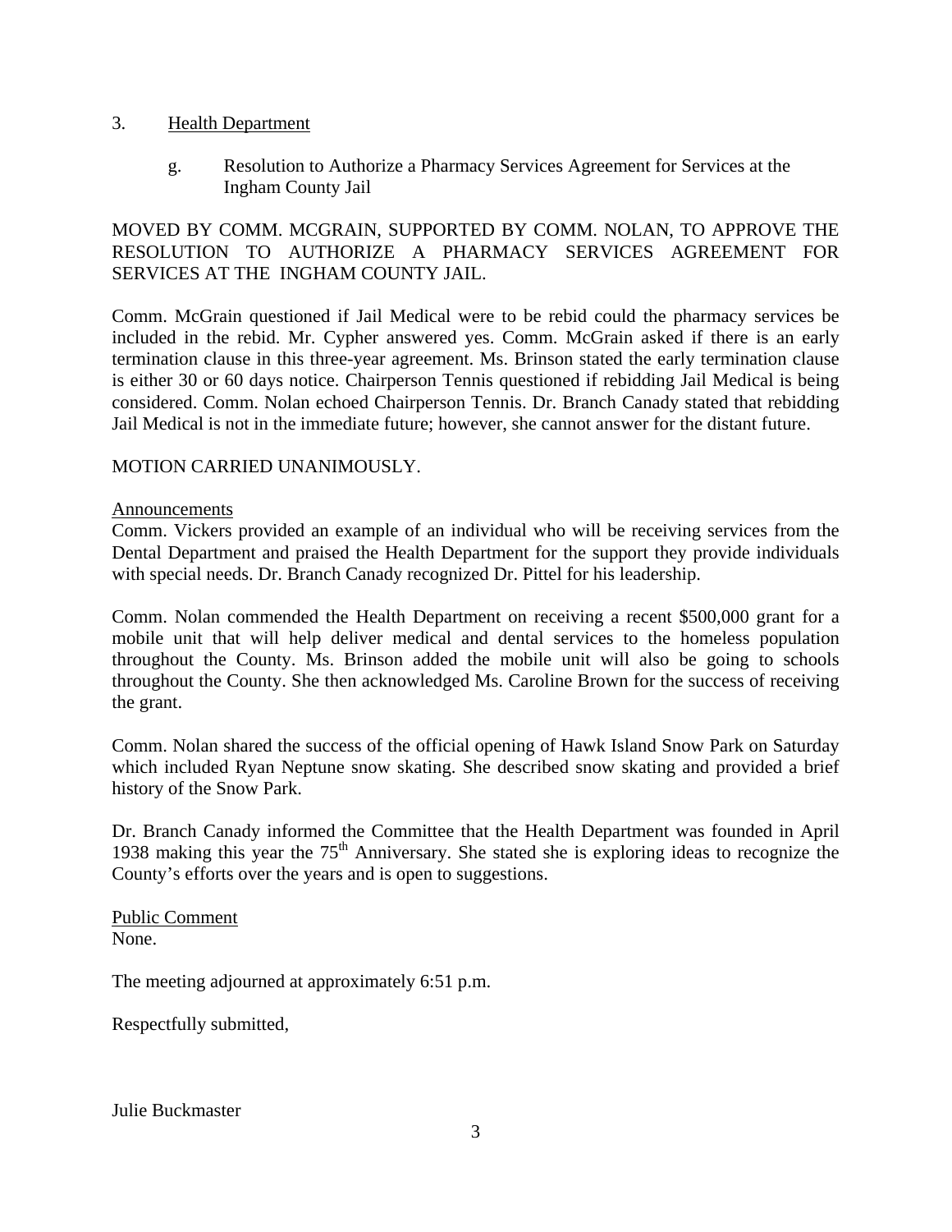3. <u>Health Department</u>

   g. Resolution to Authorize a Pharmacy Services Agreement for Services at the Ingham County Jail

MOVED BY COMM. MCGRAIN, SUPPORTED BY COMM. NOLAN, TO APPROVE THE RESOLUTION TO AUTHORIZE A PHARMACY SERVICES AGREEMENT FOR SERVICES AT THE INGHAM COUNTY JAIL.

Comm. McGrain questioned if Jail Medical were to be rebid could the pharmacy services be included in the rebid. Mr. Cypher answered yes. Comm. McGrain asked if there is an early termination clause in this three-year agreement. Ms. Brinson stated the early termination clause is either 30 or 60 days notice. Chairperson Tennis questioned if rebidding Jail Medical is being considered. Comm. Nolan echoed Chairperson Tennis. Dr. Branch Canady stated that rebidding Jail Medical is not in the immediate future; however, she cannot answer for the distant future.

MOTION CARRIED UNANIMOUSLY.

<u>Announcements</u>

Comm. Vickers provided an example of an individual who will be receiving services from the Dental Department and praised the Health Department for the support they provide individuals with special needs. Dr. Branch Canady recognized Dr. Pittel for his leadership.

Comm. Nolan commended the Health Department on receiving a recent $500,000 grant for a mobile unit that will help deliver medical and dental services to the homeless population throughout the County. Ms. Brinson added the mobile unit will also be going to schools throughout the County. She then acknowledged Ms. Caroline Brown for the success of receiving the grant.

Comm. Nolan shared the success of the official opening of Hawk Island Snow Park on Saturday which included Ryan Neptune snow skating. She described snow skating and provided a brief history of the Snow Park.

Dr. Branch Canady informed the Committee that the Health Department was founded in April 1938 making this year the 75th Anniversary. She stated she is exploring ideas to recognize the County's efforts over the years and is open to suggestions.

<u>Public Comment</u>

None.

The meeting adjourned at approximately 6:51 p.m.

Respectfully submitted,

Julie Buckmaster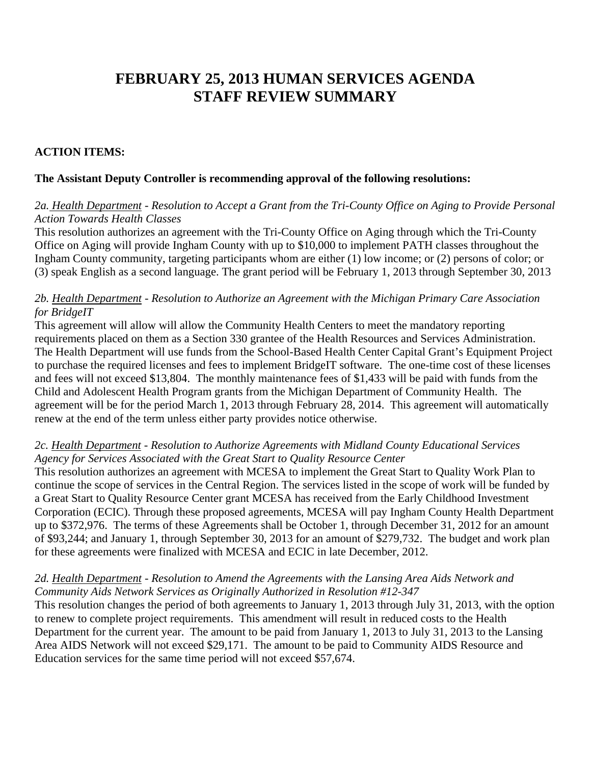# FEBRUARY 25, 2013 HUMAN SERVICES AGENDA STAFF REVIEW SUMMARY

**ACTION ITEMS:**

**The Assistant Deputy Controller is recommending approval of the following resolutions:**

*2a. Health Department - Resolution to Accept a Grant from the Tri-County Office on Aging to Provide Personal Action Towards Health Classes*

This resolution authorizes an agreement with the Tri-County Office on Aging through which the Tri-County Office on Aging will provide Ingham County with up to $10,000 to implement PATH classes throughout the Ingham County community, targeting participants whom are either (1) low income; or (2) persons of color; or (3) speak English as a second language. The grant period will be February 1, 2013 through September 30, 2013

*2b. Health Department - Resolution to Authorize an Agreement with the Michigan Primary Care Association for BridgeIT*

This agreement will allow will allow the Community Health Centers to meet the mandatory reporting requirements placed on them as a Section 330 grantee of the Health Resources and Services Administration. The Health Department will use funds from the School-Based Health Center Capital Grant's Equipment Project to purchase the required licenses and fees to implement BridgeIT software. The one-time cost of these licenses and fees will not exceed $13,804. The monthly maintenance fees of $1,433 will be paid with funds from the Child and Adolescent Health Program grants from the Michigan Department of Community Health. The agreement will be for the period March 1, 2013 through February 28, 2014. This agreement will automatically renew at the end of the term unless either party provides notice otherwise.

*2c. Health Department - Resolution to Authorize Agreements with Midland County Educational Services Agency for Services Associated with the Great Start to Quality Resource Center*

This resolution authorizes an agreement with MCESA to implement the Great Start to Quality Work Plan to continue the scope of services in the Central Region. The services listed in the scope of work will be funded by a Great Start to Quality Resource Center grant MCESA has received from the Early Childhood Investment Corporation (ECIC). Through these proposed agreements, MCESA will pay Ingham County Health Department up to $372,976. The terms of these Agreements shall be October 1, through December 31, 2012 for an amount of $93,244; and January 1, through September 30, 2013 for an amount of $279,732. The budget and work plan for these agreements were finalized with MCESA and ECIC in late December, 2012.

*2d. Health Department - Resolution to Amend the Agreements with the Lansing Area Aids Network and Community Aids Network Services as Originally Authorized in Resolution #12-347*

This resolution changes the period of both agreements to January 1, 2013 through July 31, 2013, with the option to renew to complete project requirements. This amendment will result in reduced costs to the Health Department for the current year. The amount to be paid from January 1, 2013 to July 31, 2013 to the Lansing Area AIDS Network will not exceed $29,171. The amount to be paid to Community AIDS Resource and Education services for the same time period will not exceed $57,674.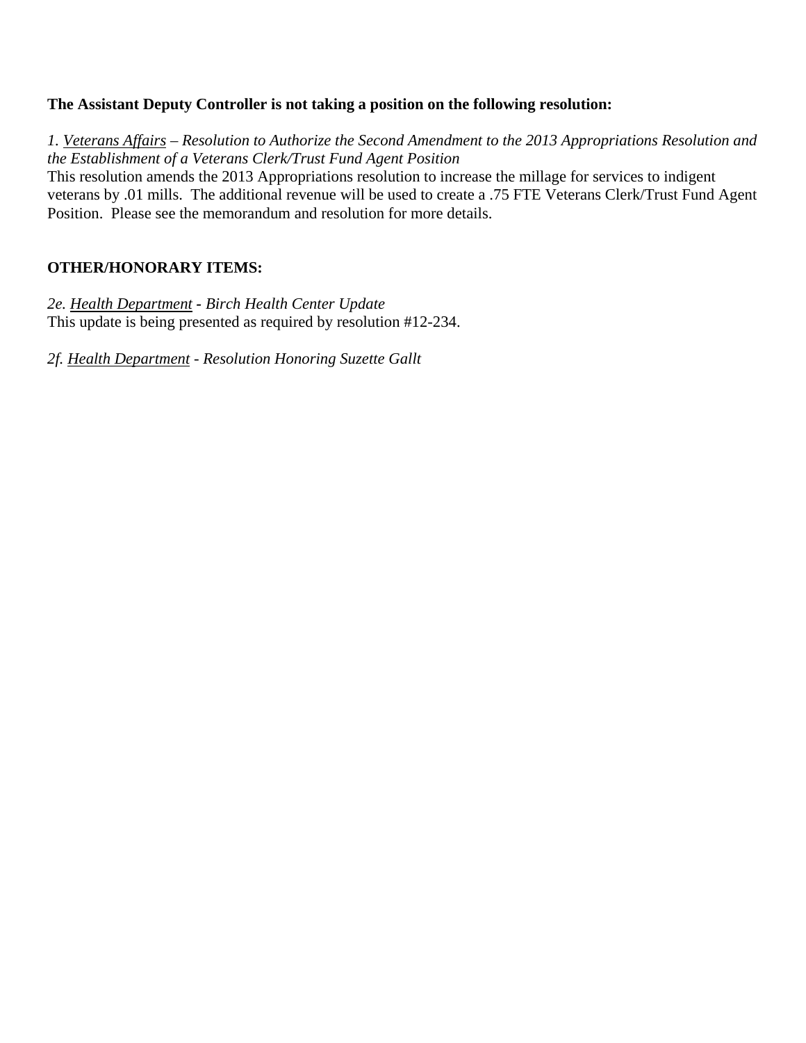**The Assistant Deputy Controller is not taking a position on the following resolution:**

*1. Veterans Affairs – Resolution to Authorize the Second Amendment to the 2013 Appropriations Resolution and the Establishment of a Veterans Clerk/Trust Fund Agent Position*
This resolution amends the 2013 Appropriations resolution to increase the millage for services to indigent veterans by .01 mills. The additional revenue will be used to create a .75 FTE Veterans Clerk/Trust Fund Agent Position. Please see the memorandum and resolution for more details.

**OTHER/HONORARY ITEMS:**

*2e. Health Department - Birch Health Center Update*
This update is being presented as required by resolution #12-234.

*2f. Health Department - Resolution Honoring Suzette Gallt*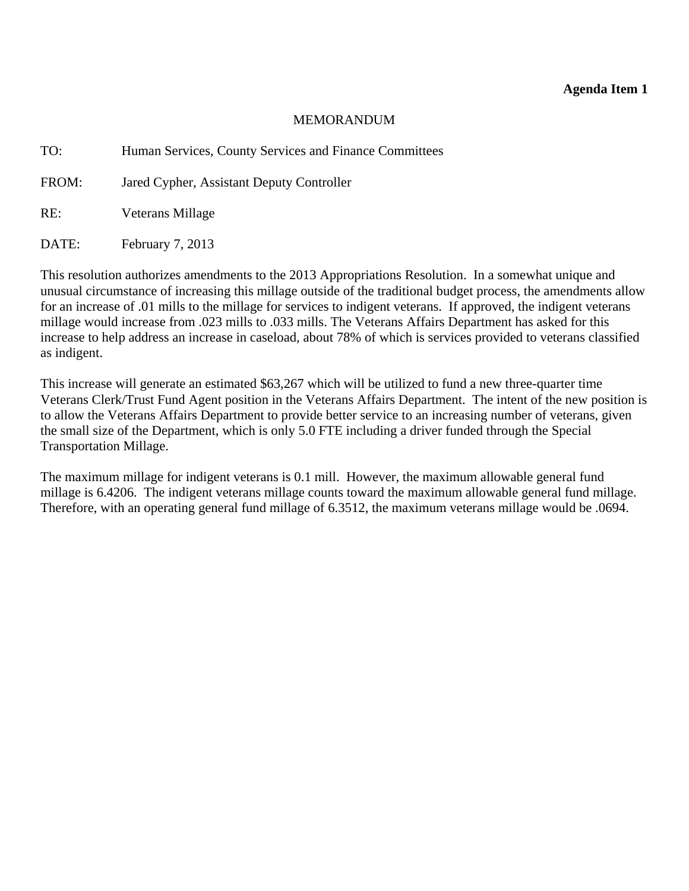**Agenda Item 1**

MEMORANDUM

TO: Human Services, County Services and Finance Committees

FROM: Jared Cypher, Assistant Deputy Controller

RE: Veterans Millage

DATE: February 7, 2013

This resolution authorizes amendments to the 2013 Appropriations Resolution. In a somewhat unique and unusual circumstance of increasing this millage outside of the traditional budget process, the amendments allow for an increase of .01 mills to the millage for services to indigent veterans. If approved, the indigent veterans millage would increase from .023 mills to .033 mills. The Veterans Affairs Department has asked for this increase to help address an increase in caseload, about 78% of which is services provided to veterans classified as indigent.

This increase will generate an estimated $63,267 which will be utilized to fund a new three-quarter time Veterans Clerk/Trust Fund Agent position in the Veterans Affairs Department. The intent of the new position is to allow the Veterans Affairs Department to provide better service to an increasing number of veterans, given the small size of the Department, which is only 5.0 FTE including a driver funded through the Special Transportation Millage.

The maximum millage for indigent veterans is 0.1 mill. However, the maximum allowable general fund millage is 6.4206. The indigent veterans millage counts toward the maximum allowable general fund millage. Therefore, with an operating general fund millage of 6.3512, the maximum veterans millage would be .0694.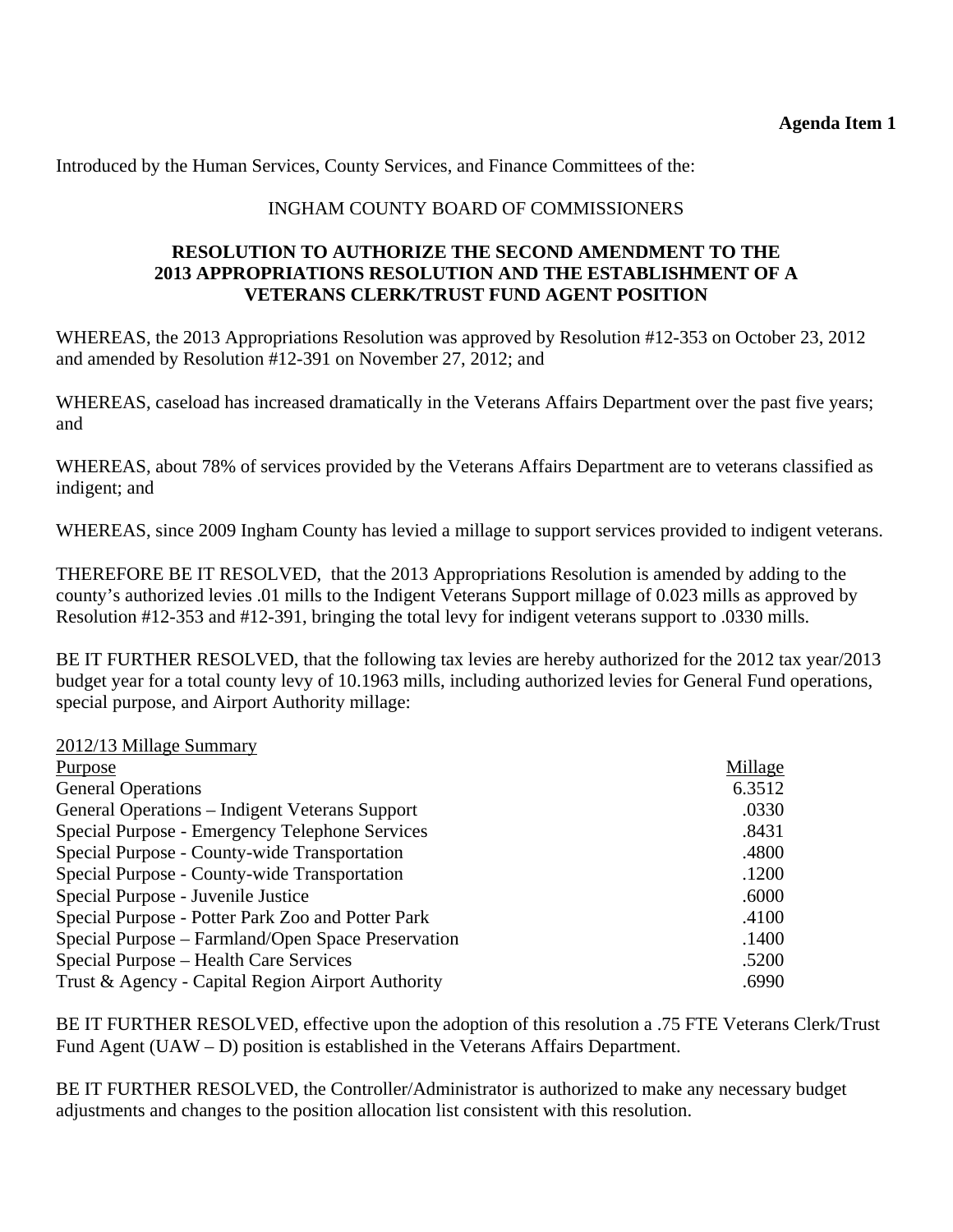**Agenda Item 1**

Introduced by the Human Services, County Services, and Finance Committees of the:

INGHAM COUNTY BOARD OF COMMISSIONERS

**RESOLUTION TO AUTHORIZE THE SECOND AMENDMENT TO THE 2013 APPROPRIATIONS RESOLUTION AND THE ESTABLISHMENT OF A VETERANS CLERK/TRUST FUND AGENT POSITION**

WHEREAS, the 2013 Appropriations Resolution was approved by Resolution #12-353 on October 23, 2012 and amended by Resolution #12-391 on November 27, 2012; and

WHEREAS, caseload has increased dramatically in the Veterans Affairs Department over the past five years; and

WHEREAS, about 78% of services provided by the Veterans Affairs Department are to veterans classified as indigent; and

WHEREAS, since 2009 Ingham County has levied a millage to support services provided to indigent veterans.

THEREFORE BE IT RESOLVED, that the 2013 Appropriations Resolution is amended by adding to the county's authorized levies .01 mills to the Indigent Veterans Support millage of 0.023 mills as approved by Resolution #12-353 and #12-391, bringing the total levy for indigent veterans support to .0330 mills.

BE IT FURTHER RESOLVED, that the following tax levies are hereby authorized for the 2012 tax year/2013 budget year for a total county levy of 10.1963 mills, including authorized levies for General Fund operations, special purpose, and Airport Authority millage:

2012/13 Millage Summary

| Purpose | Millage |
|---|---|
| General Operations | 6.3512 |
| General Operations – Indigent Veterans Support | .0330 |
| Special Purpose - Emergency Telephone Services | .8431 |
| Special Purpose - County-wide Transportation | .4800 |
| Special Purpose - County-wide Transportation | .1200 |
| Special Purpose - Juvenile Justice | .6000 |
| Special Purpose - Potter Park Zoo and Potter Park | .4100 |
| Special Purpose – Farmland/Open Space Preservation | .1400 |
| Special Purpose – Health Care Services | .5200 |
| Trust & Agency - Capital Region Airport Authority | .6990 |

BE IT FURTHER RESOLVED, effective upon the adoption of this resolution a .75 FTE Veterans Clerk/Trust Fund Agent (UAW – D) position is established in the Veterans Affairs Department.

BE IT FURTHER RESOLVED, the Controller/Administrator is authorized to make any necessary budget adjustments and changes to the position allocation list consistent with this resolution.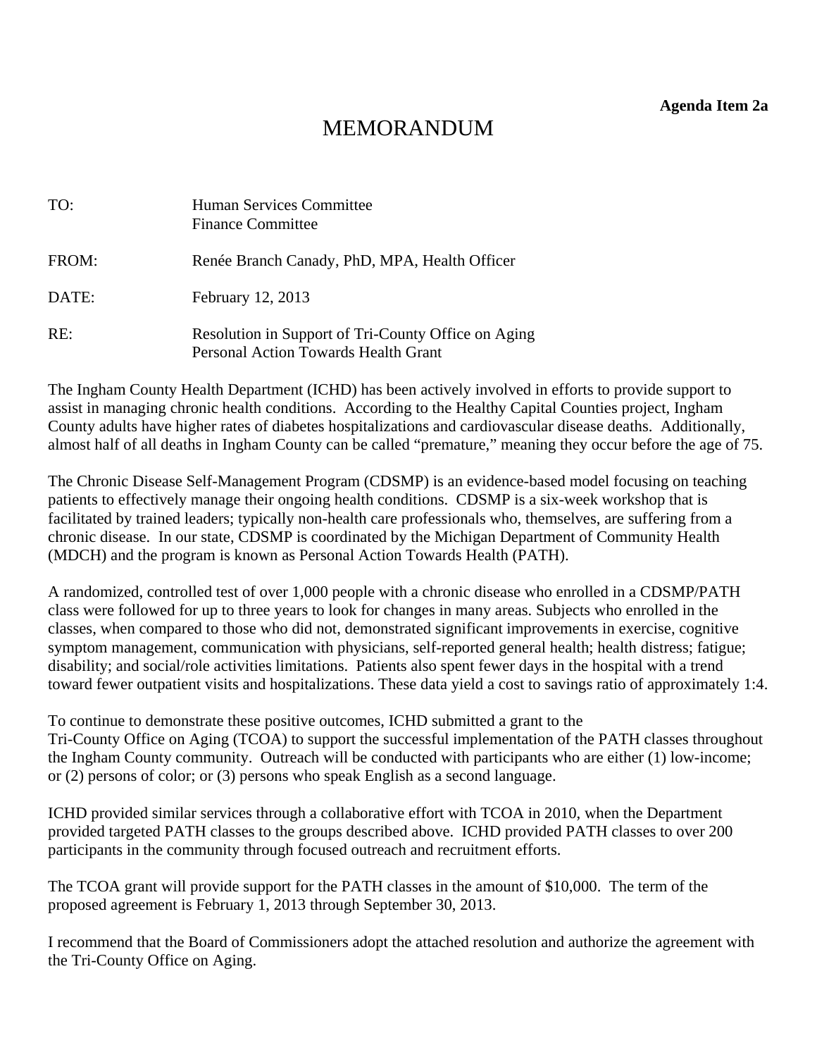**Agenda Item 2a**

# MEMORANDUM

TO: Human Services Committee
Finance Committee

FROM: Renée Branch Canady, PhD, MPA, Health Officer

DATE: February 12, 2013

RE: Resolution in Support of Tri-County Office on Aging Personal Action Towards Health Grant

The Ingham County Health Department (ICHD) has been actively involved in efforts to provide support to assist in managing chronic health conditions. According to the Healthy Capital Counties project, Ingham County adults have higher rates of diabetes hospitalizations and cardiovascular disease deaths. Additionally, almost half of all deaths in Ingham County can be called "premature," meaning they occur before the age of 75.

The Chronic Disease Self-Management Program (CDSMP) is an evidence-based model focusing on teaching patients to effectively manage their ongoing health conditions. CDSMP is a six-week workshop that is facilitated by trained leaders; typically non-health care professionals who, themselves, are suffering from a chronic disease. In our state, CDSMP is coordinated by the Michigan Department of Community Health (MDCH) and the program is known as Personal Action Towards Health (PATH).

A randomized, controlled test of over 1,000 people with a chronic disease who enrolled in a CDSMP/PATH class were followed for up to three years to look for changes in many areas. Subjects who enrolled in the classes, when compared to those who did not, demonstrated significant improvements in exercise, cognitive symptom management, communication with physicians, self-reported general health; health distress; fatigue; disability; and social/role activities limitations. Patients also spent fewer days in the hospital with a trend toward fewer outpatient visits and hospitalizations. These data yield a cost to savings ratio of approximately 1:4.

To continue to demonstrate these positive outcomes, ICHD submitted a grant to the Tri-County Office on Aging (TCOA) to support the successful implementation of the PATH classes throughout the Ingham County community. Outreach will be conducted with participants who are either (1) low-income; or (2) persons of color; or (3) persons who speak English as a second language.

ICHD provided similar services through a collaborative effort with TCOA in 2010, when the Department provided targeted PATH classes to the groups described above. ICHD provided PATH classes to over 200 participants in the community through focused outreach and recruitment efforts.

The TCOA grant will provide support for the PATH classes in the amount of $10,000. The term of the proposed agreement is February 1, 2013 through September 30, 2013.

I recommend that the Board of Commissioners adopt the attached resolution and authorize the agreement with the Tri-County Office on Aging.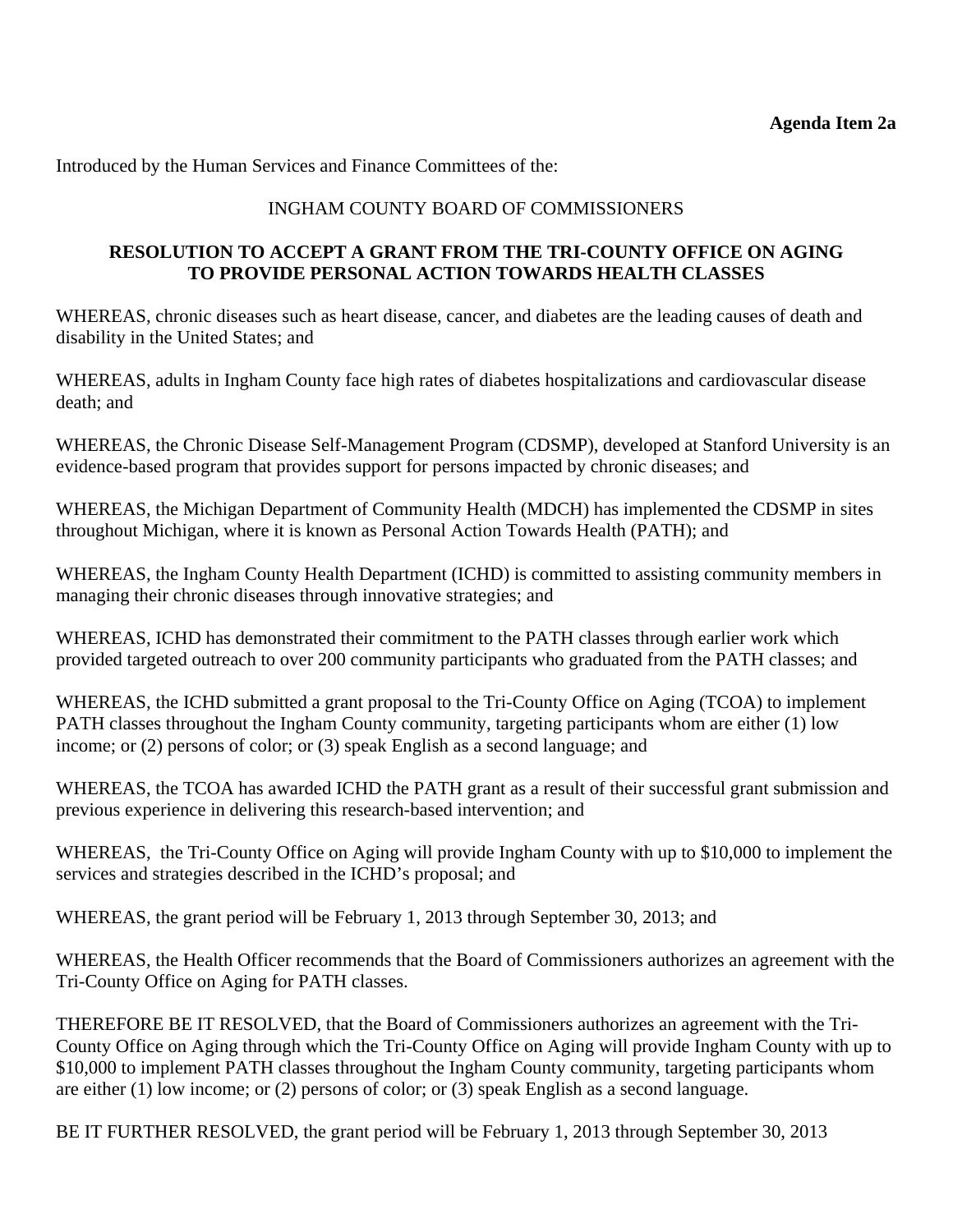**Agenda Item 2a**

Introduced by the Human Services and Finance Committees of the:

INGHAM COUNTY BOARD OF COMMISSIONERS

**RESOLUTION TO ACCEPT A GRANT FROM THE TRI-COUNTY OFFICE ON AGING TO PROVIDE PERSONAL ACTION TOWARDS HEALTH CLASSES**

WHEREAS, chronic diseases such as heart disease, cancer, and diabetes are the leading causes of death and disability in the United States; and

WHEREAS, adults in Ingham County face high rates of diabetes hospitalizations and cardiovascular disease death; and

WHEREAS, the Chronic Disease Self-Management Program (CDSMP), developed at Stanford University is an evidence-based program that provides support for persons impacted by chronic diseases; and

WHEREAS, the Michigan Department of Community Health (MDCH) has implemented the CDSMP in sites throughout Michigan, where it is known as Personal Action Towards Health (PATH); and

WHEREAS, the Ingham County Health Department (ICHD) is committed to assisting community members in managing their chronic diseases through innovative strategies; and

WHEREAS, ICHD has demonstrated their commitment to the PATH classes through earlier work which provided targeted outreach to over 200 community participants who graduated from the PATH classes; and

WHEREAS, the ICHD submitted a grant proposal to the Tri-County Office on Aging (TCOA) to implement PATH classes throughout the Ingham County community, targeting participants whom are either (1) low income; or (2) persons of color; or (3) speak English as a second language; and

WHEREAS, the TCOA has awarded ICHD the PATH grant as a result of their successful grant submission and previous experience in delivering this research-based intervention; and

WHEREAS, the Tri-County Office on Aging will provide Ingham County with up to $10,000 to implement the services and strategies described in the ICHD's proposal; and

WHEREAS, the grant period will be February 1, 2013 through September 30, 2013; and

WHEREAS, the Health Officer recommends that the Board of Commissioners authorizes an agreement with the Tri-County Office on Aging for PATH classes.

THEREFORE BE IT RESOLVED, that the Board of Commissioners authorizes an agreement with the Tri-County Office on Aging through which the Tri-County Office on Aging will provide Ingham County with up to $10,000 to implement PATH classes throughout the Ingham County community, targeting participants whom are either (1) low income; or (2) persons of color; or (3) speak English as a second language.

BE IT FURTHER RESOLVED, the grant period will be February 1, 2013 through September 30, 2013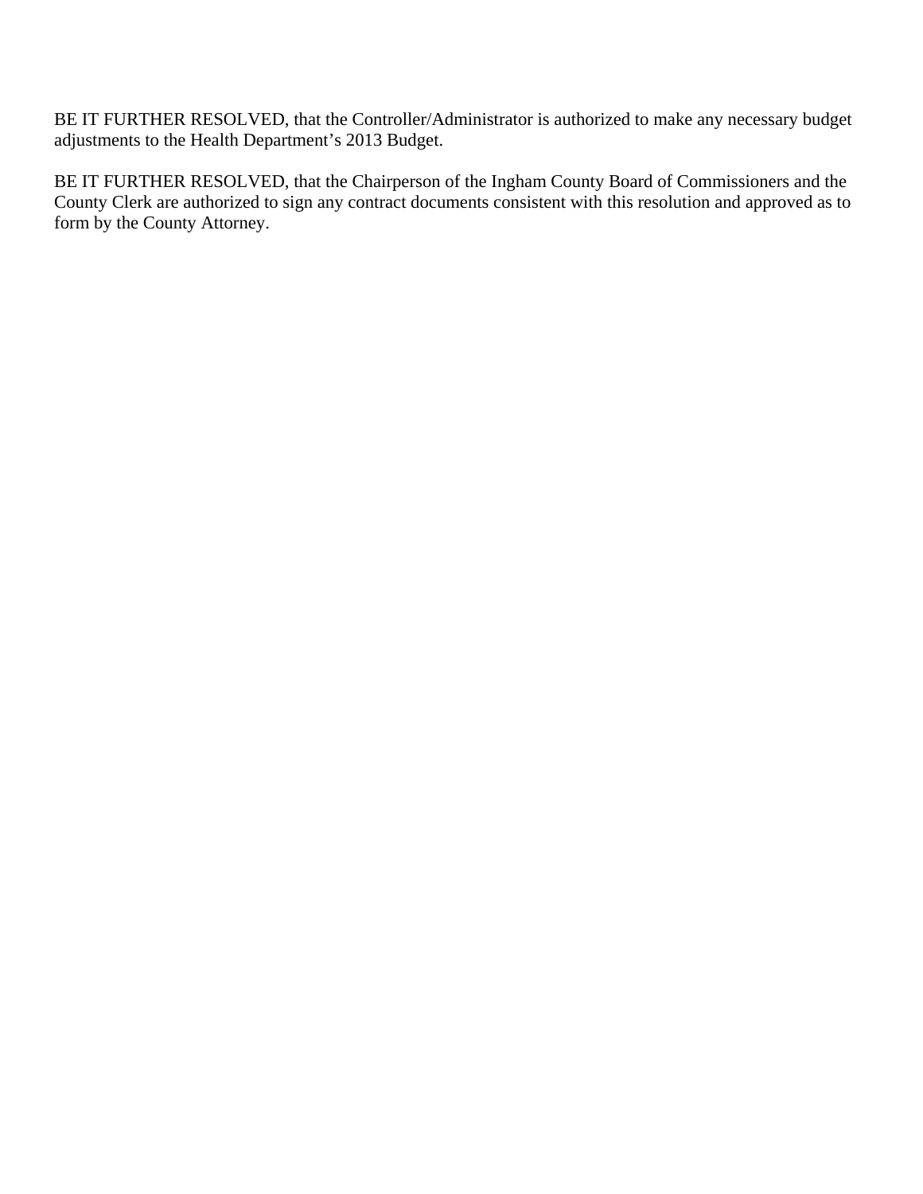BE IT FURTHER RESOLVED, that the Controller/Administrator is authorized to make any necessary budget adjustments to the Health Department’s 2013 Budget.

BE IT FURTHER RESOLVED, that the Chairperson of the Ingham County Board of Commissioners and the County Clerk are authorized to sign any contract documents consistent with this resolution and approved as to form by the County Attorney.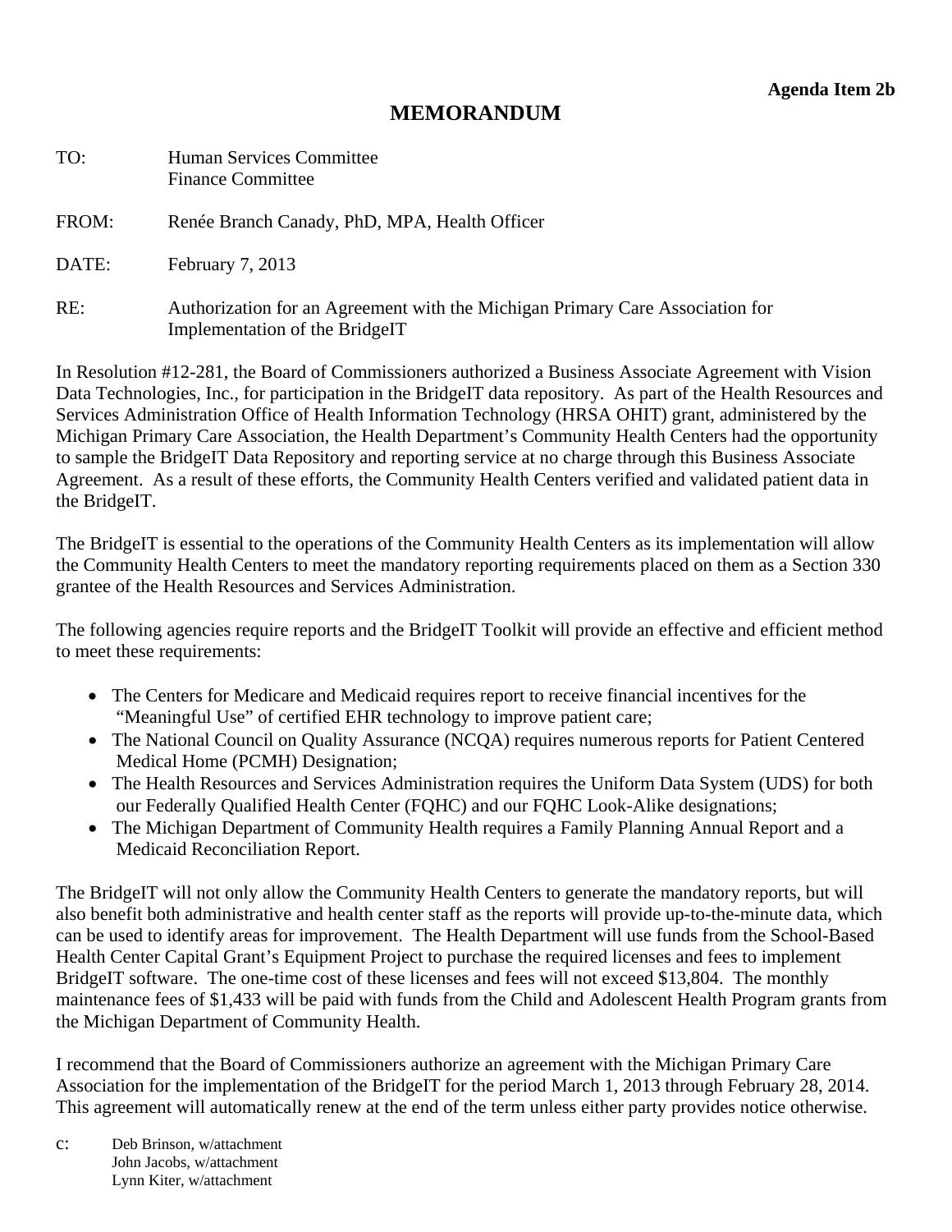**Agenda Item 2b**

# MEMORANDUM

TO: Human Services Committee
Finance Committee

FROM: Renée Branch Canady, PhD, MPA, Health Officer

DATE: February 7, 2013

RE: Authorization for an Agreement with the Michigan Primary Care Association for Implementation of the BridgeIT

In Resolution #12-281, the Board of Commissioners authorized a Business Associate Agreement with Vision Data Technologies, Inc., for participation in the BridgeIT data repository. As part of the Health Resources and Services Administration Office of Health Information Technology (HRSA OHIT) grant, administered by the Michigan Primary Care Association, the Health Department's Community Health Centers had the opportunity to sample the BridgeIT Data Repository and reporting service at no charge through this Business Associate Agreement. As a result of these efforts, the Community Health Centers verified and validated patient data in the BridgeIT.

The BridgeIT is essential to the operations of the Community Health Centers as its implementation will allow the Community Health Centers to meet the mandatory reporting requirements placed on them as a Section 330 grantee of the Health Resources and Services Administration.

The following agencies require reports and the BridgeIT Toolkit will provide an effective and efficient method to meet these requirements:

- The Centers for Medicare and Medicaid requires report to receive financial incentives for the "Meaningful Use" of certified EHR technology to improve patient care;
- The National Council on Quality Assurance (NCQA) requires numerous reports for Patient Centered Medical Home (PCMH) Designation;
- The Health Resources and Services Administration requires the Uniform Data System (UDS) for both our Federally Qualified Health Center (FQHC) and our FQHC Look-Alike designations;
- The Michigan Department of Community Health requires a Family Planning Annual Report and a Medicaid Reconciliation Report.

The BridgeIT will not only allow the Community Health Centers to generate the mandatory reports, but will also benefit both administrative and health center staff as the reports will provide up-to-the-minute data, which can be used to identify areas for improvement. The Health Department will use funds from the School-Based Health Center Capital Grant's Equipment Project to purchase the required licenses and fees to implement BridgeIT software. The one-time cost of these licenses and fees will not exceed $13,804. The monthly maintenance fees of $1,433 will be paid with funds from the Child and Adolescent Health Program grants from the Michigan Department of Community Health.

I recommend that the Board of Commissioners authorize an agreement with the Michigan Primary Care Association for the implementation of the BridgeIT for the period March 1, 2013 through February 28, 2014. This agreement will automatically renew at the end of the term unless either party provides notice otherwise.

c: Deb Brinson, w/attachment
John Jacobs, w/attachment
Lynn Kiter, w/attachment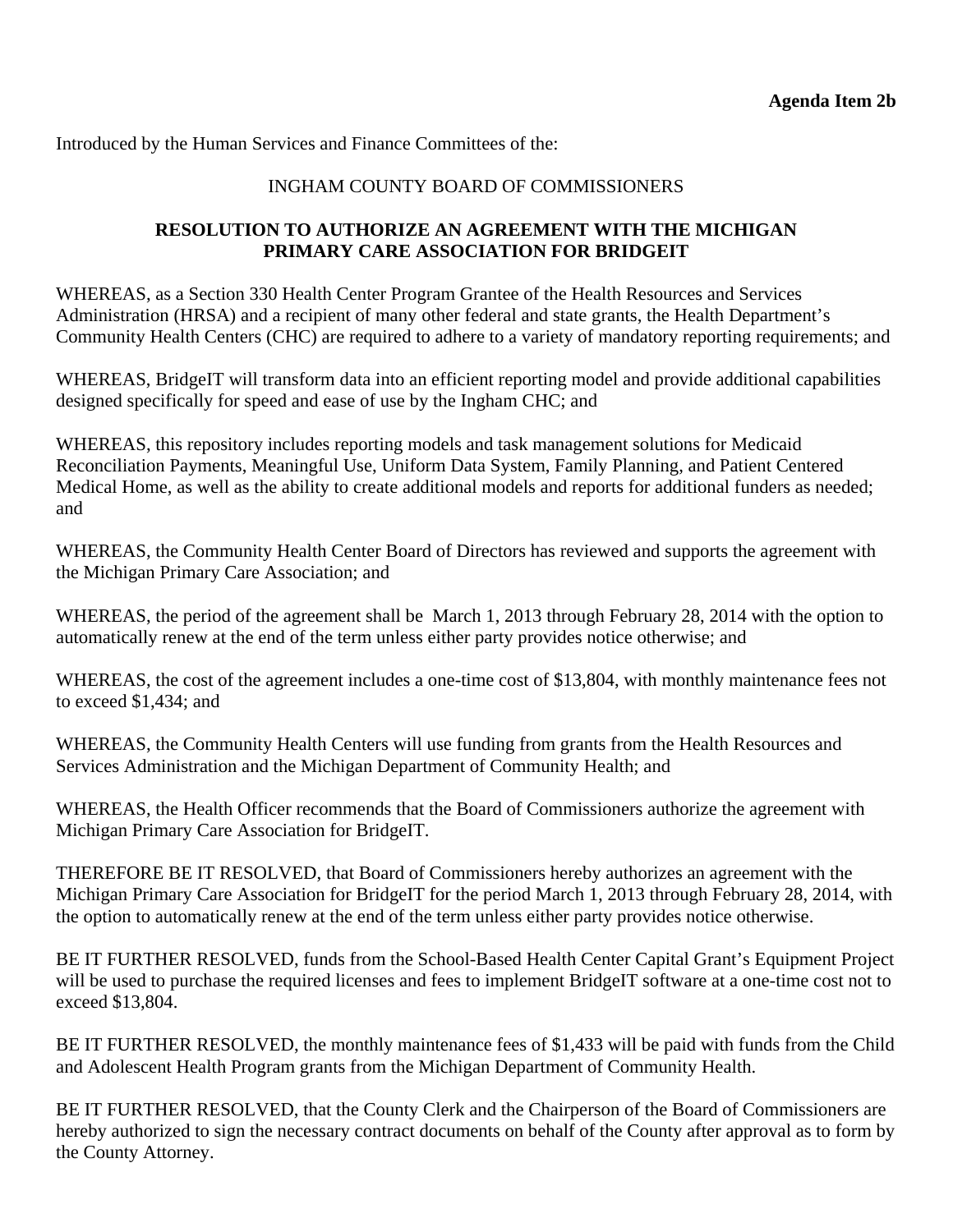**Agenda Item 2b**

Introduced by the Human Services and Finance Committees of the:

INGHAM COUNTY BOARD OF COMMISSIONERS

**RESOLUTION TO AUTHORIZE AN AGREEMENT WITH THE MICHIGAN PRIMARY CARE ASSOCIATION FOR BRIDGEIT**

WHEREAS, as a Section 330 Health Center Program Grantee of the Health Resources and Services Administration (HRSA) and a recipient of many other federal and state grants, the Health Department's Community Health Centers (CHC) are required to adhere to a variety of mandatory reporting requirements; and

WHEREAS, BridgeIT will transform data into an efficient reporting model and provide additional capabilities designed specifically for speed and ease of use by the Ingham CHC; and

WHEREAS, this repository includes reporting models and task management solutions for Medicaid Reconciliation Payments, Meaningful Use, Uniform Data System, Family Planning, and Patient Centered Medical Home, as well as the ability to create additional models and reports for additional funders as needed; and

WHEREAS, the Community Health Center Board of Directors has reviewed and supports the agreement with the Michigan Primary Care Association; and

WHEREAS, the period of the agreement shall be March 1, 2013 through February 28, 2014 with the option to automatically renew at the end of the term unless either party provides notice otherwise; and

WHEREAS, the cost of the agreement includes a one-time cost of $13,804, with monthly maintenance fees not to exceed $1,434; and

WHEREAS, the Community Health Centers will use funding from grants from the Health Resources and Services Administration and the Michigan Department of Community Health; and

WHEREAS, the Health Officer recommends that the Board of Commissioners authorize the agreement with Michigan Primary Care Association for BridgeIT.

THEREFORE BE IT RESOLVED, that Board of Commissioners hereby authorizes an agreement with the Michigan Primary Care Association for BridgeIT for the period March 1, 2013 through February 28, 2014, with the option to automatically renew at the end of the term unless either party provides notice otherwise.

BE IT FURTHER RESOLVED, funds from the School-Based Health Center Capital Grant's Equipment Project will be used to purchase the required licenses and fees to implement BridgeIT software at a one-time cost not to exceed $13,804.

BE IT FURTHER RESOLVED, the monthly maintenance fees of $1,433 will be paid with funds from the Child and Adolescent Health Program grants from the Michigan Department of Community Health.

BE IT FURTHER RESOLVED, that the County Clerk and the Chairperson of the Board of Commissioners are hereby authorized to sign the necessary contract documents on behalf of the County after approval as to form by the County Attorney.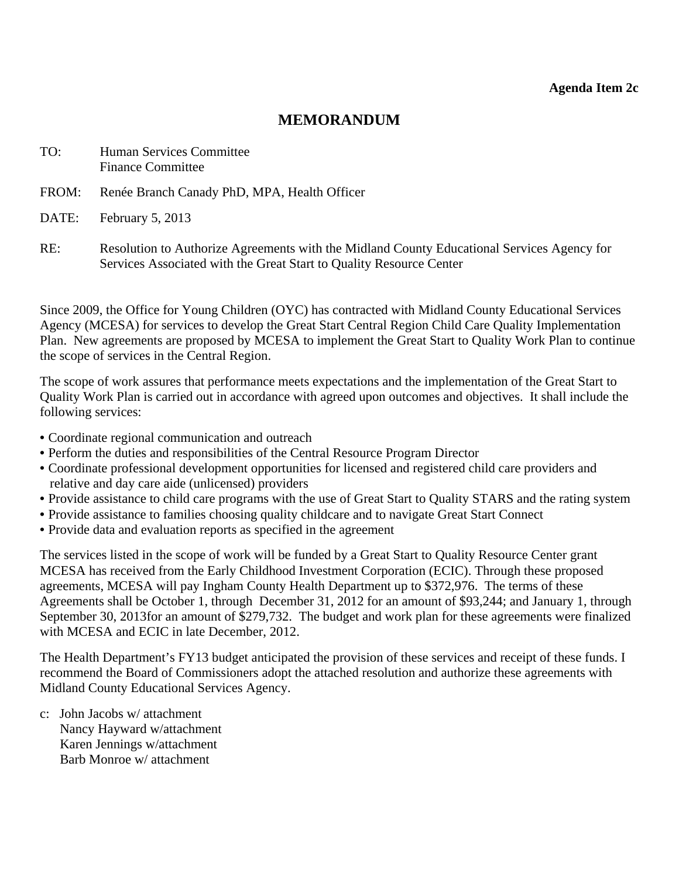**Agenda Item 2c**

# MEMORANDUM

TO: Human Services Committee
Finance Committee

FROM: Renée Branch Canady PhD, MPA, Health Officer

DATE: February 5, 2013

RE: Resolution to Authorize Agreements with the Midland County Educational Services Agency for Services Associated with the Great Start to Quality Resource Center

Since 2009, the Office for Young Children (OYC) has contracted with Midland County Educational Services Agency (MCESA) for services to develop the Great Start Central Region Child Care Quality Implementation Plan. New agreements are proposed by MCESA to implement the Great Start to Quality Work Plan to continue the scope of services in the Central Region.

The scope of work assures that performance meets expectations and the implementation of the Great Start to Quality Work Plan is carried out in accordance with agreed upon outcomes and objectives. It shall include the following services:

- Coordinate regional communication and outreach
- Perform the duties and responsibilities of the Central Resource Program Director
- Coordinate professional development opportunities for licensed and registered child care providers and relative and day care aide (unlicensed) providers
- Provide assistance to child care programs with the use of Great Start to Quality STARS and the rating system
- Provide assistance to families choosing quality childcare and to navigate Great Start Connect
- Provide data and evaluation reports as specified in the agreement

The services listed in the scope of work will be funded by a Great Start to Quality Resource Center grant MCESA has received from the Early Childhood Investment Corporation (ECIC). Through these proposed agreements, MCESA will pay Ingham County Health Department up to $372,976. The terms of these Agreements shall be October 1, through December 31, 2012 for an amount of $93,244; and January 1, through September 30, 2013for an amount of $279,732. The budget and work plan for these agreements were finalized with MCESA and ECIC in late December, 2012.

The Health Department's FY13 budget anticipated the provision of these services and receipt of these funds. I recommend the Board of Commissioners adopt the attached resolution and authorize these agreements with Midland County Educational Services Agency.

c: John Jacobs w/ attachment
Nancy Hayward w/attachment
Karen Jennings w/attachment
Barb Monroe w/ attachment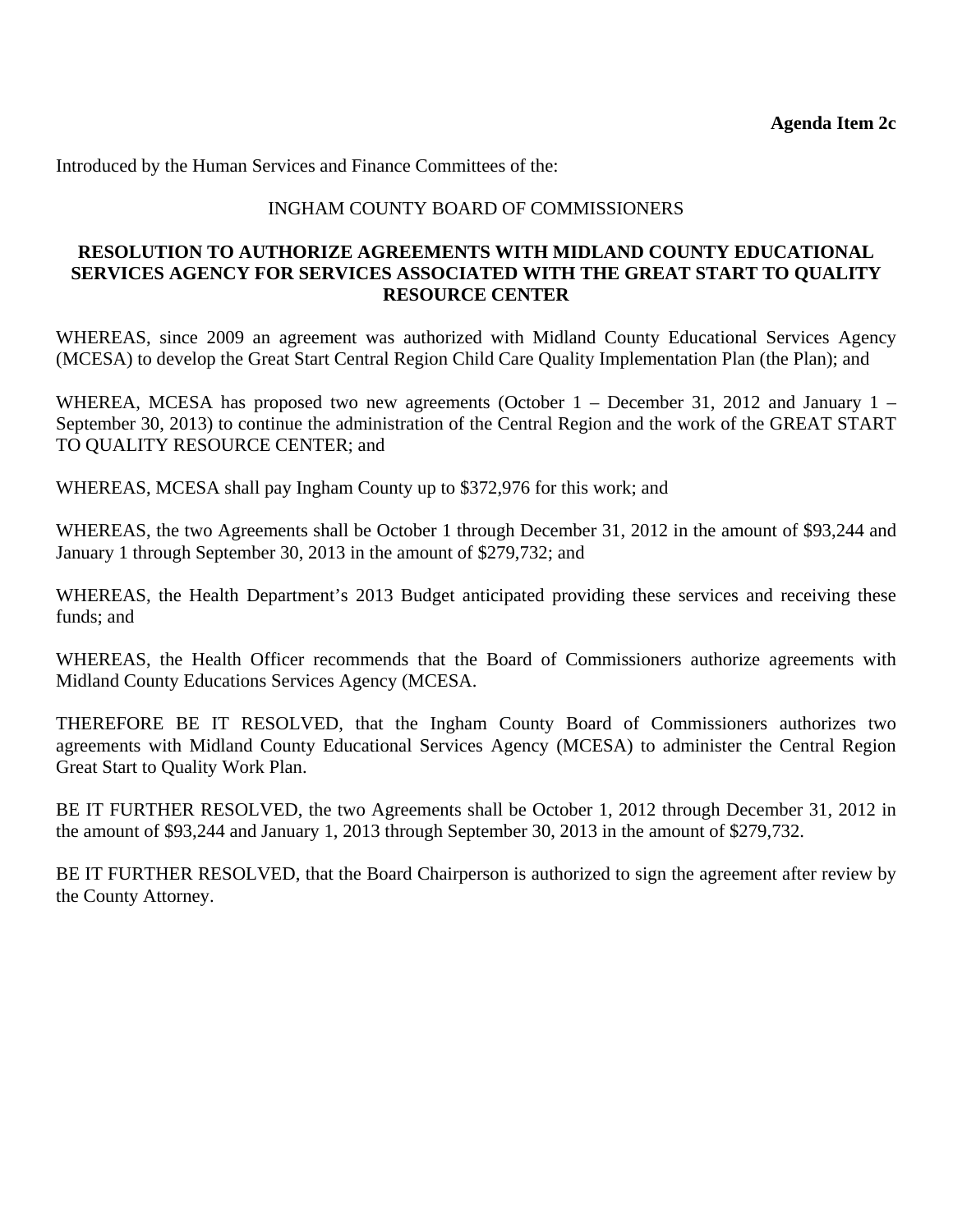**Agenda Item 2c**

Introduced by the Human Services and Finance Committees of the:

INGHAM COUNTY BOARD OF COMMISSIONERS

**RESOLUTION TO AUTHORIZE AGREEMENTS WITH MIDLAND COUNTY EDUCATIONAL SERVICES AGENCY FOR SERVICES ASSOCIATED WITH THE GREAT START TO QUALITY RESOURCE CENTER**

WHEREAS, since 2009 an agreement was authorized with Midland County Educational Services Agency (MCESA) to develop the Great Start Central Region Child Care Quality Implementation Plan (the Plan); and

WHEREA, MCESA has proposed two new agreements (October 1 – December 31, 2012 and January 1 – September 30, 2013) to continue the administration of the Central Region and the work of the GREAT START TO QUALITY RESOURCE CENTER; and

WHEREAS, MCESA shall pay Ingham County up to $372,976 for this work; and

WHEREAS, the two Agreements shall be October 1 through December 31, 2012 in the amount of $93,244 and January 1 through September 30, 2013 in the amount of $279,732; and

WHEREAS, the Health Department's 2013 Budget anticipated providing these services and receiving these funds; and

WHEREAS, the Health Officer recommends that the Board of Commissioners authorize agreements with Midland County Educations Services Agency (MCESA.

THEREFORE BE IT RESOLVED, that the Ingham County Board of Commissioners authorizes two agreements with Midland County Educational Services Agency (MCESA) to administer the Central Region Great Start to Quality Work Plan.

BE IT FURTHER RESOLVED, the two Agreements shall be October 1, 2012 through December 31, 2012 in the amount of $93,244 and January 1, 2013 through September 30, 2013 in the amount of $279,732.

BE IT FURTHER RESOLVED, that the Board Chairperson is authorized to sign the agreement after review by the County Attorney.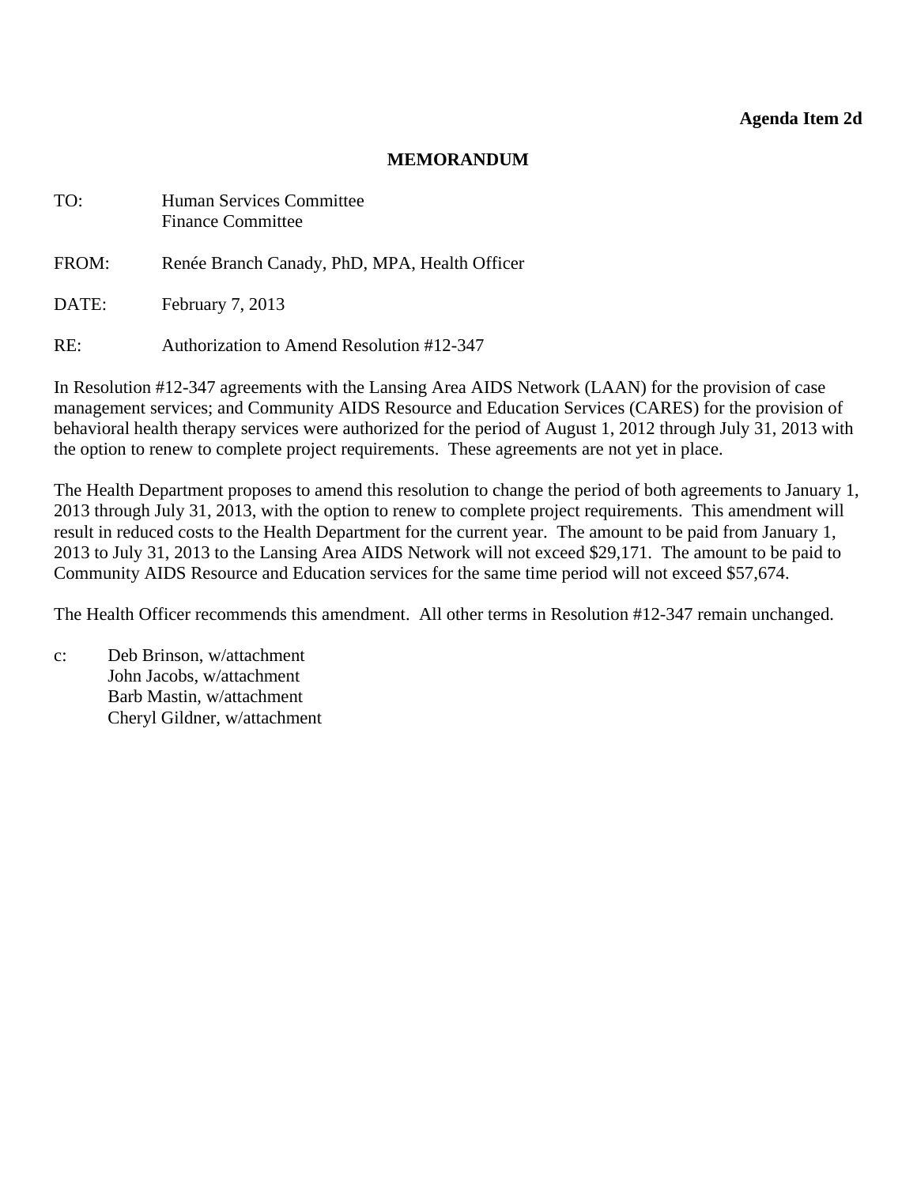**Agenda Item 2d**

# MEMORANDUM

TO: Human Services Committee
Finance Committee

FROM: Renée Branch Canady, PhD, MPA, Health Officer

DATE: February 7, 2013

RE: Authorization to Amend Resolution #12-347

In Resolution #12-347 agreements with the Lansing Area AIDS Network (LAAN) for the provision of case management services; and Community AIDS Resource and Education Services (CARES) for the provision of behavioral health therapy services were authorized for the period of August 1, 2012 through July 31, 2013 with the option to renew to complete project requirements. These agreements are not yet in place.

The Health Department proposes to amend this resolution to change the period of both agreements to January 1, 2013 through July 31, 2013, with the option to renew to complete project requirements. This amendment will result in reduced costs to the Health Department for the current year. The amount to be paid from January 1, 2013 to July 31, 2013 to the Lansing Area AIDS Network will not exceed $29,171. The amount to be paid to Community AIDS Resource and Education services for the same time period will not exceed $57,674.

The Health Officer recommends this amendment. All other terms in Resolution #12-347 remain unchanged.

c: Deb Brinson, w/attachment
John Jacobs, w/attachment
Barb Mastin, w/attachment
Cheryl Gildner, w/attachment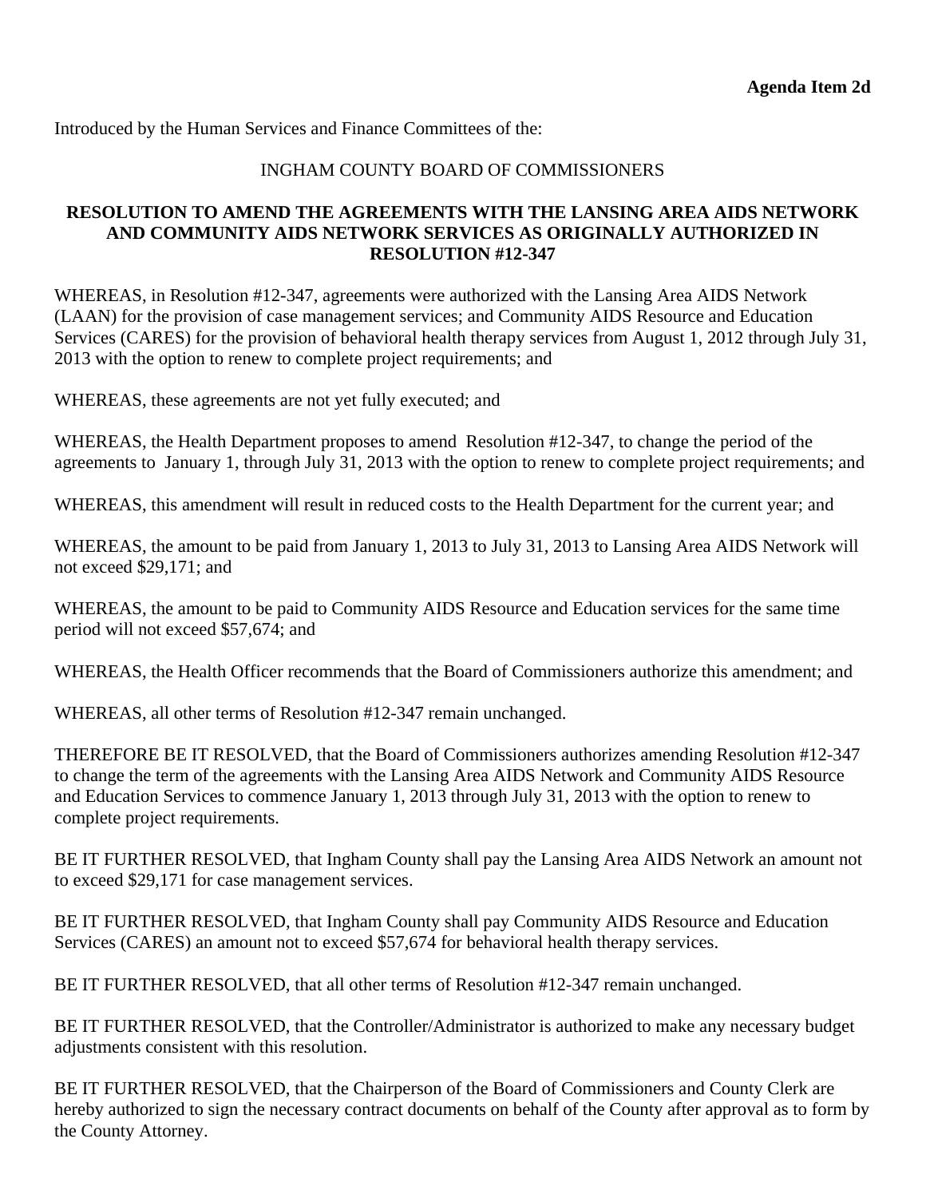**Agenda Item 2d**

Introduced by the Human Services and Finance Committees of the:

INGHAM COUNTY BOARD OF COMMISSIONERS

**RESOLUTION TO AMEND THE AGREEMENTS WITH THE LANSING AREA AIDS NETWORK AND COMMUNITY AIDS NETWORK SERVICES AS ORIGINALLY AUTHORIZED IN RESOLUTION #12-347**

WHEREAS, in Resolution #12-347, agreements were authorized with the Lansing Area AIDS Network (LAAN) for the provision of case management services; and Community AIDS Resource and Education Services (CARES) for the provision of behavioral health therapy services from August 1, 2012 through July 31, 2013 with the option to renew to complete project requirements; and

WHEREAS, these agreements are not yet fully executed; and

WHEREAS, the Health Department proposes to amend Resolution #12-347, to change the period of the agreements to January 1, through July 31, 2013 with the option to renew to complete project requirements; and

WHEREAS, this amendment will result in reduced costs to the Health Department for the current year; and

WHEREAS, the amount to be paid from January 1, 2013 to July 31, 2013 to Lansing Area AIDS Network will not exceed $29,171; and

WHEREAS, the amount to be paid to Community AIDS Resource and Education services for the same time period will not exceed $57,674; and

WHEREAS, the Health Officer recommends that the Board of Commissioners authorize this amendment; and

WHEREAS, all other terms of Resolution #12-347 remain unchanged.

THEREFORE BE IT RESOLVED, that the Board of Commissioners authorizes amending Resolution #12-347 to change the term of the agreements with the Lansing Area AIDS Network and Community AIDS Resource and Education Services to commence January 1, 2013 through July 31, 2013 with the option to renew to complete project requirements.

BE IT FURTHER RESOLVED, that Ingham County shall pay the Lansing Area AIDS Network an amount not to exceed $29,171 for case management services.

BE IT FURTHER RESOLVED, that Ingham County shall pay Community AIDS Resource and Education Services (CARES) an amount not to exceed $57,674 for behavioral health therapy services.

BE IT FURTHER RESOLVED, that all other terms of Resolution #12-347 remain unchanged.

BE IT FURTHER RESOLVED, that the Controller/Administrator is authorized to make any necessary budget adjustments consistent with this resolution.

BE IT FURTHER RESOLVED, that the Chairperson of the Board of Commissioners and County Clerk are hereby authorized to sign the necessary contract documents on behalf of the County after approval as to form by the County Attorney.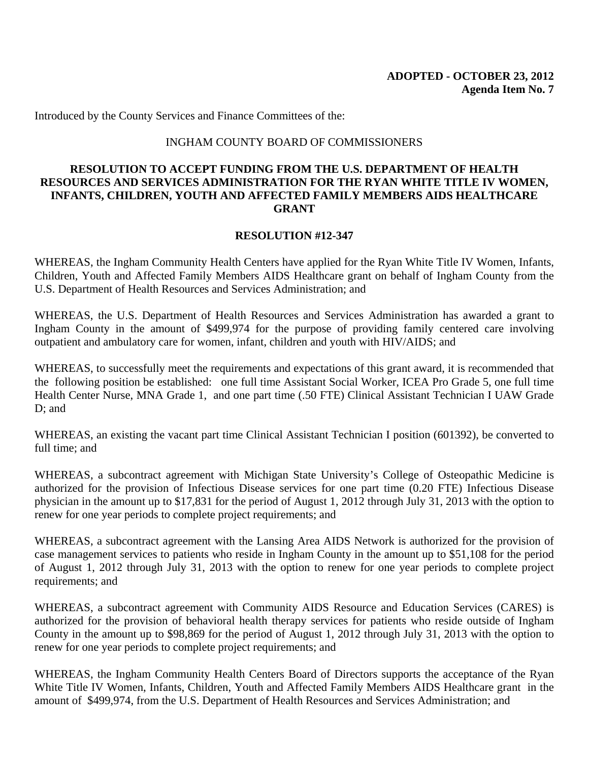**ADOPTED - OCTOBER 23, 2012**
**Agenda Item No. 7**

Introduced by the County Services and Finance Committees of the:

INGHAM COUNTY BOARD OF COMMISSIONERS

## RESOLUTION TO ACCEPT FUNDING FROM THE U.S. DEPARTMENT OF HEALTH RESOURCES AND SERVICES ADMINISTRATION FOR THE RYAN WHITE TITLE IV WOMEN, INFANTS, CHILDREN, YOUTH AND AFFECTED FAMILY MEMBERS AIDS HEALTHCARE GRANT

### RESOLUTION #12-347

WHEREAS, the Ingham Community Health Centers have applied for the Ryan White Title IV Women, Infants, Children, Youth and Affected Family Members AIDS Healthcare grant on behalf of Ingham County from the U.S. Department of Health Resources and Services Administration; and

WHEREAS, the U.S. Department of Health Resources and Services Administration has awarded a grant to Ingham County in the amount of $499,974 for the purpose of providing family centered care involving outpatient and ambulatory care for women, infant, children and youth with HIV/AIDS; and

WHEREAS, to successfully meet the requirements and expectations of this grant award, it is recommended that the following position be established: one full time Assistant Social Worker, ICEA Pro Grade 5, one full time Health Center Nurse, MNA Grade 1, and one part time (.50 FTE) Clinical Assistant Technician I UAW Grade D; and

WHEREAS, an existing the vacant part time Clinical Assistant Technician I position (601392), be converted to full time; and

WHEREAS, a subcontract agreement with Michigan State University's College of Osteopathic Medicine is authorized for the provision of Infectious Disease services for one part time (0.20 FTE) Infectious Disease physician in the amount up to $17,831 for the period of August 1, 2012 through July 31, 2013 with the option to renew for one year periods to complete project requirements; and

WHEREAS, a subcontract agreement with the Lansing Area AIDS Network is authorized for the provision of case management services to patients who reside in Ingham County in the amount up to $51,108 for the period of August 1, 2012 through July 31, 2013 with the option to renew for one year periods to complete project requirements; and

WHEREAS, a subcontract agreement with Community AIDS Resource and Education Services (CARES) is authorized for the provision of behavioral health therapy services for patients who reside outside of Ingham County in the amount up to $98,869 for the period of August 1, 2012 through July 31, 2013 with the option to renew for one year periods to complete project requirements; and

WHEREAS, the Ingham Community Health Centers Board of Directors supports the acceptance of the Ryan White Title IV Women, Infants, Children, Youth and Affected Family Members AIDS Healthcare grant in the amount of $499,974, from the U.S. Department of Health Resources and Services Administration; and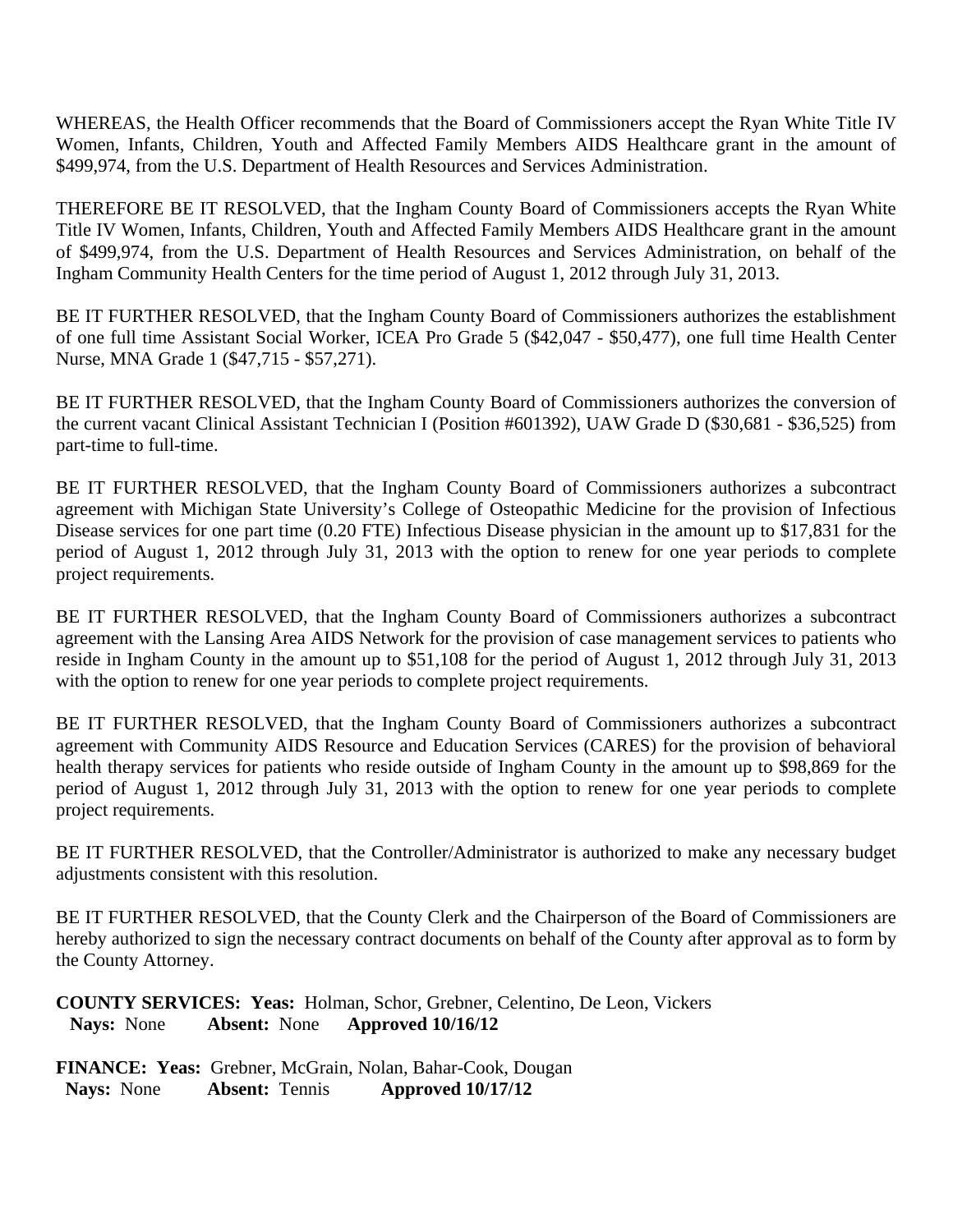WHEREAS, the Health Officer recommends that the Board of Commissioners accept the Ryan White Title IV Women, Infants, Children, Youth and Affected Family Members AIDS Healthcare grant in the amount of $499,974, from the U.S. Department of Health Resources and Services Administration.

THEREFORE BE IT RESOLVED, that the Ingham County Board of Commissioners accepts the Ryan White Title IV Women, Infants, Children, Youth and Affected Family Members AIDS Healthcare grant in the amount of $499,974, from the U.S. Department of Health Resources and Services Administration, on behalf of the Ingham Community Health Centers for the time period of August 1, 2012 through July 31, 2013.

BE IT FURTHER RESOLVED, that the Ingham County Board of Commissioners authorizes the establishment of one full time Assistant Social Worker, ICEA Pro Grade 5 ($42,047 - $50,477), one full time Health Center Nurse, MNA Grade 1 ($47,715 - $57,271).

BE IT FURTHER RESOLVED, that the Ingham County Board of Commissioners authorizes the conversion of the current vacant Clinical Assistant Technician I (Position #601392), UAW Grade D ($30,681 - $36,525) from part-time to full-time.

BE IT FURTHER RESOLVED, that the Ingham County Board of Commissioners authorizes a subcontract agreement with Michigan State University's College of Osteopathic Medicine for the provision of Infectious Disease services for one part time (0.20 FTE) Infectious Disease physician in the amount up to $17,831 for the period of August 1, 2012 through July 31, 2013 with the option to renew for one year periods to complete project requirements.

BE IT FURTHER RESOLVED, that the Ingham County Board of Commissioners authorizes a subcontract agreement with the Lansing Area AIDS Network for the provision of case management services to patients who reside in Ingham County in the amount up to $51,108 for the period of August 1, 2012 through July 31, 2013 with the option to renew for one year periods to complete project requirements.

BE IT FURTHER RESOLVED, that the Ingham County Board of Commissioners authorizes a subcontract agreement with Community AIDS Resource and Education Services (CARES) for the provision of behavioral health therapy services for patients who reside outside of Ingham County in the amount up to $98,869 for the period of August 1, 2012 through July 31, 2013 with the option to renew for one year periods to complete project requirements.

BE IT FURTHER RESOLVED, that the Controller/Administrator is authorized to make any necessary budget adjustments consistent with this resolution.

BE IT FURTHER RESOLVED, that the County Clerk and the Chairperson of the Board of Commissioners are hereby authorized to sign the necessary contract documents on behalf of the County after approval as to form by the County Attorney.

**COUNTY SERVICES: Yeas:** Holman, Schor, Grebner, Celentino, De Leon, Vickers
**Nays:** None **Absent:** None **Approved 10/16/12**

**FINANCE: Yeas:** Grebner, McGrain, Nolan, Bahar-Cook, Dougan
**Nays:** None **Absent:** Tennis **Approved 10/17/12**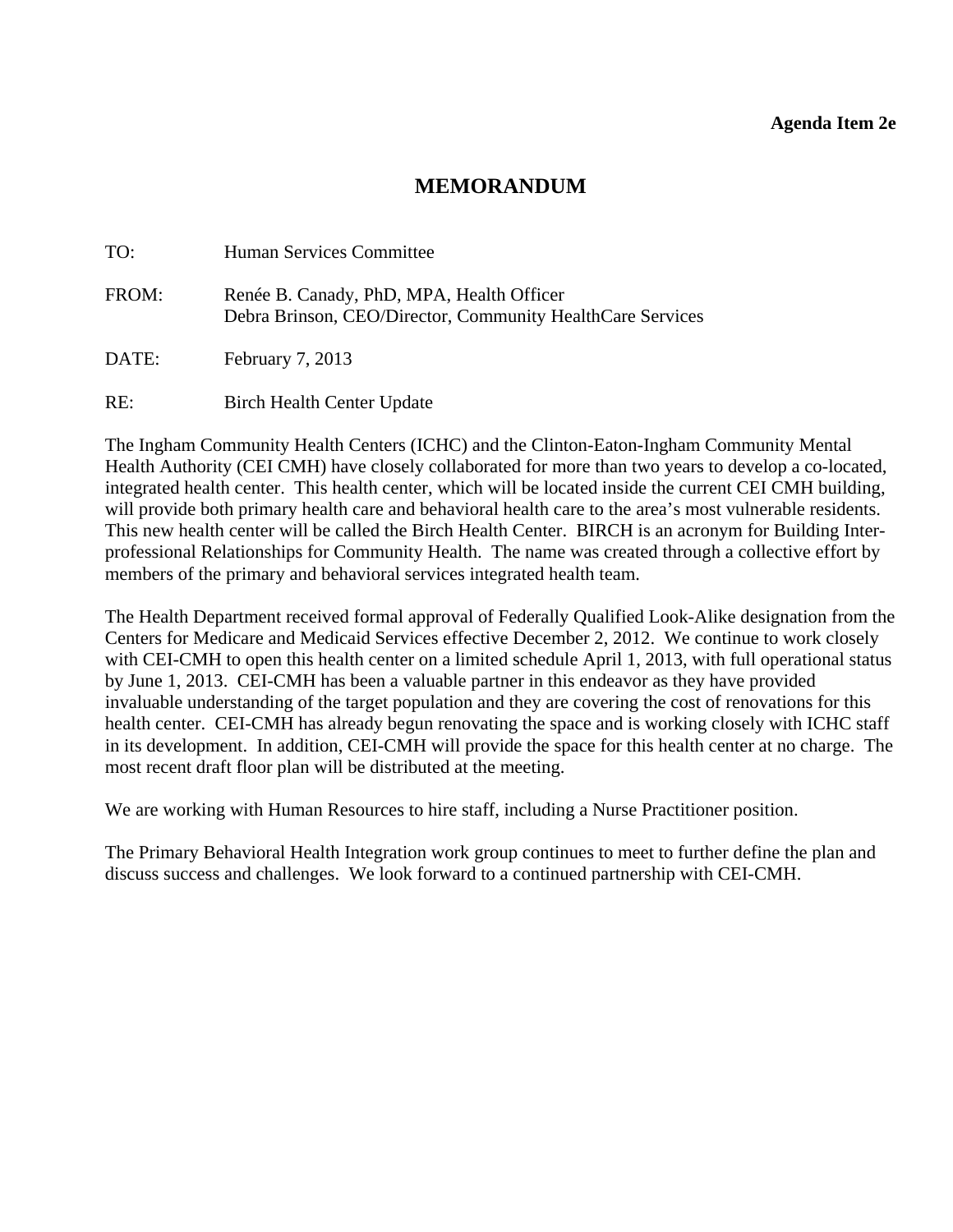**Agenda Item 2e**

# MEMORANDUM

TO: Human Services Committee

FROM: Renée B. Canady, PhD, MPA, Health Officer
Debra Brinson, CEO/Director, Community HealthCare Services

DATE: February 7, 2013

RE: Birch Health Center Update

The Ingham Community Health Centers (ICHC) and the Clinton-Eaton-Ingham Community Mental Health Authority (CEI CMH) have closely collaborated for more than two years to develop a co-located, integrated health center. This health center, which will be located inside the current CEI CMH building, will provide both primary health care and behavioral health care to the area's most vulnerable residents. This new health center will be called the Birch Health Center. BIRCH is an acronym for Building Inter-professional Relationships for Community Health. The name was created through a collective effort by members of the primary and behavioral services integrated health team.

The Health Department received formal approval of Federally Qualified Look-Alike designation from the Centers for Medicare and Medicaid Services effective December 2, 2012. We continue to work closely with CEI-CMH to open this health center on a limited schedule April 1, 2013, with full operational status by June 1, 2013. CEI-CMH has been a valuable partner in this endeavor as they have provided invaluable understanding of the target population and they are covering the cost of renovations for this health center. CEI-CMH has already begun renovating the space and is working closely with ICHC staff in its development. In addition, CEI-CMH will provide the space for this health center at no charge. The most recent draft floor plan will be distributed at the meeting.

We are working with Human Resources to hire staff, including a Nurse Practitioner position.

The Primary Behavioral Health Integration work group continues to meet to further define the plan and discuss success and challenges. We look forward to a continued partnership with CEI-CMH.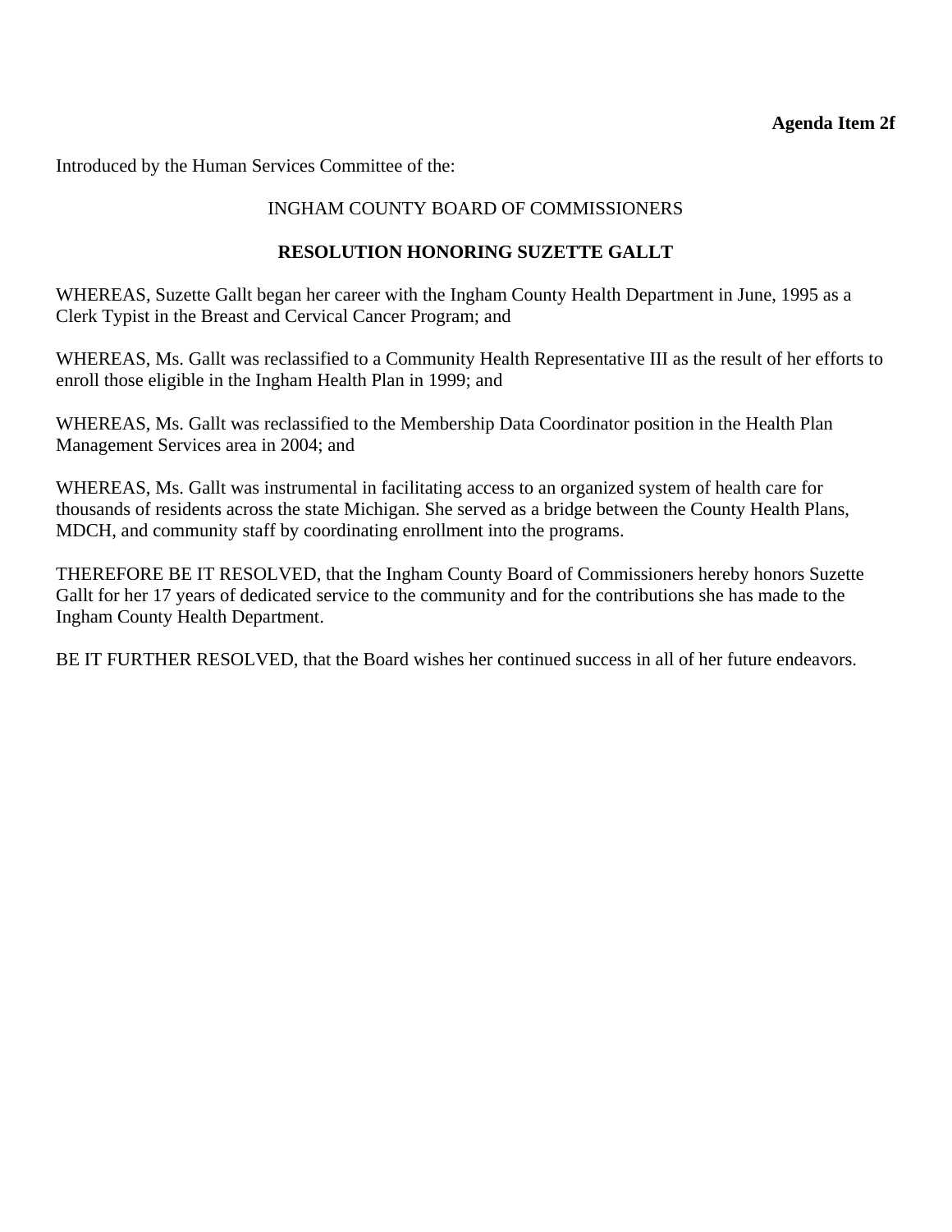**Agenda Item 2f**

Introduced by the Human Services Committee of the:

INGHAM COUNTY BOARD OF COMMISSIONERS

**RESOLUTION HONORING SUZETTE GALLT**

WHEREAS, Suzette Gallt began her career with the Ingham County Health Department in June, 1995 as a Clerk Typist in the Breast and Cervical Cancer Program; and

WHEREAS, Ms. Gallt was reclassified to a Community Health Representative III as the result of her efforts to enroll those eligible in the Ingham Health Plan in 1999; and

WHEREAS, Ms. Gallt was reclassified to the Membership Data Coordinator position in the Health Plan Management Services area in 2004; and

WHEREAS, Ms. Gallt was instrumental in facilitating access to an organized system of health care for thousands of residents across the state Michigan. She served as a bridge between the County Health Plans, MDCH, and community staff by coordinating enrollment into the programs.

THEREFORE BE IT RESOLVED, that the Ingham County Board of Commissioners hereby honors Suzette Gallt for her 17 years of dedicated service to the community and for the contributions she has made to the Ingham County Health Department.

BE IT FURTHER RESOLVED, that the Board wishes her continued success in all of her future endeavors.